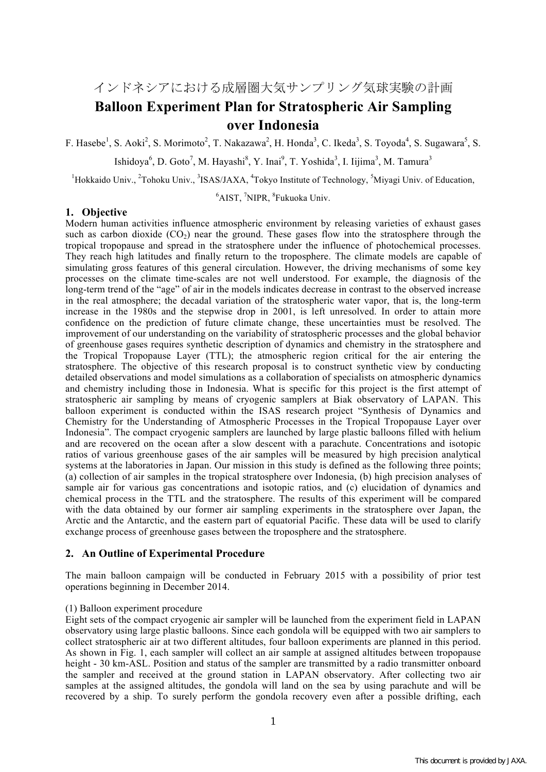# インドネシアにおける成層圏大気サンプリング気球実験の計画

# Balloon Experiment Plan for Stratospheric Air Sampling over Indonesia

F. Hasebe[1], S. Aoki[2], S. Morimoto[2], T. Nakazawa[2], H. Honda[3], C. Ikeda[3], S. Toyoda[4], S. Sugawara[5], S. Ishidoya[6], D. Goto[7], M. Hayashi[8], Y. Inai[9], T. Yoshida[3], I. Iijima[3], M. Tamura[3]

[1]Hokkaido Univ., [2]Tohoku Univ., [3]ISAS/JAXA, [4]Tokyo Institute of Technology, [5]Miyagi Univ. of Education, [6]AIST, [7]NIPR, [8]Fukuoka Univ.

## 1. Objective

Modern human activities influence atmospheric environment by releasing varieties of exhaust gases such as carbon dioxide ($CO_2$) near the ground. These gases flow into the stratosphere through the tropical tropopause and spread in the stratosphere under the influence of photochemical processes. They reach high latitudes and finally return to the troposphere. The climate models are capable of simulating gross features of this general circulation. However, the driving mechanisms of some key processes on the climate time-scales are not well understood. For example, the diagnosis of the long-term trend of the "age" of air in the models indicates decrease in contrast to the observed increase in the real atmosphere; the decadal variation of the stratospheric water vapor, that is, the long-term increase in the 1980s and the stepwise drop in 2001, is left unresolved. In order to attain more confidence on the prediction of future climate change, these uncertainties must be resolved. The improvement of our understanding on the variability of stratospheric processes and the global behavior of greenhouse gases requires synthetic description of dynamics and chemistry in the stratosphere and the Tropical Tropopause Layer (TTL); the atmospheric region critical for the air entering the stratosphere. The objective of this research proposal is to construct synthetic view by conducting detailed observations and model simulations as a collaboration of specialists on atmospheric dynamics and chemistry including those in Indonesia. What is specific for this project is the first attempt of stratospheric air sampling by means of cryogenic samplers at Biak observatory of LAPAN. This balloon experiment is conducted within the ISAS research project "Synthesis of Dynamics and Chemistry for the Understanding of Atmospheric Processes in the Tropical Tropopause Layer over Indonesia". The compact cryogenic samplers are launched by large plastic balloons filled with helium and are recovered on the ocean after a slow descent with a parachute. Concentrations and isotopic ratios of various greenhouse gases of the air samples will be measured by high precision analytical systems at the laboratories in Japan. Our mission in this study is defined as the following three points; (a) collection of air samples in the tropical stratosphere over Indonesia, (b) high precision analyses of sample air for various gas concentrations and isotopic ratios, and (c) elucidation of dynamics and chemical process in the TTL and the stratosphere. The results of this experiment will be compared with the data obtained by our former air sampling experiments in the stratosphere over Japan, the Arctic and the Antarctic, and the eastern part of equatorial Pacific. These data will be used to clarify exchange process of greenhouse gases between the troposphere and the stratosphere.

## 2. An Outline of Experimental Procedure

The main balloon campaign will be conducted in February 2015 with a possibility of prior test operations beginning in December 2014.

(1) Balloon experiment procedure

Eight sets of the compact cryogenic air sampler will be launched from the experiment field in LAPAN observatory using large plastic balloons. Since each gondola will be equipped with two air samplers to collect stratospheric air at two different altitudes, four balloon experiments are planned in this period. As shown in Fig. 1, each sampler will collect an air sample at assigned altitudes between tropopause height - 30 km-ASL. Position and status of the sampler are transmitted by a radio transmitter onboard the sampler and received at the ground station in LAPAN observatory. After collecting two air samples at the assigned altitudes, the gondola will land on the sea by using parachute and will be recovered by a ship. To surely perform the gondola recovery even after a possible drifting, each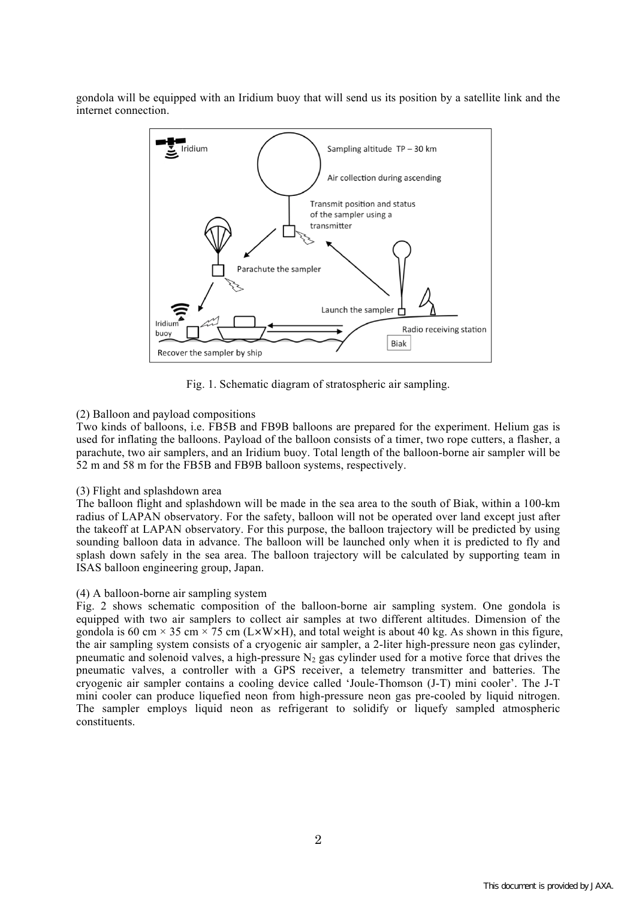gondola will be equipped with an Iridium buoy that will send us its position by a satellite link and the internet connection.

Fig. 1. Schematic diagram of stratospheric air sampling.

(2) Balloon and payload compositions

Two kinds of balloons, i.e. FB5B and FB9B balloons are prepared for the experiment. Helium gas is used for inflating the balloons. Payload of the balloon consists of a timer, two rope cutters, a flasher, a parachute, two air samplers, and an Iridium buoy. Total length of the balloon-borne air sampler will be 52 m and 58 m for the FB5B and FB9B balloon systems, respectively.

(3) Flight and splashdown area

The balloon flight and splashdown will be made in the sea area to the south of Biak, within a 100-km radius of LAPAN observatory. For the safety, balloon will not be operated over land except just after the takeoff at LAPAN observatory. For this purpose, the balloon trajectory will be predicted by using sounding balloon data in advance. The balloon will be launched only when it is predicted to fly and splash down safely in the sea area. The balloon trajectory will be calculated by supporting team in ISAS balloon engineering group, Japan.

(4) A balloon-borne air sampling system

Fig. 2 shows schematic composition of the balloon-borne air sampling system. One gondola is equipped with two air samplers to collect air samples at two different altitudes. Dimension of the gondola is 60 cm × 35 cm × 75 cm (L×W×H), and total weight is about 40 kg. As shown in this figure, the air sampling system consists of a cryogenic air sampler, a 2-liter high-pressure neon gas cylinder, pneumatic and solenoid valves, a high-pressure $N_2$ gas cylinder used for a motive force that drives the pneumatic valves, a controller with a GPS receiver, a telemetry transmitter and batteries. The cryogenic air sampler contains a cooling device called 'Joule-Thomson (J-T) mini cooler'. The J-T mini cooler can produce liquefied neon from high-pressure neon gas pre-cooled by liquid nitrogen. The sampler employs liquid neon as refrigerant to solidify or liquefy sampled atmospheric constituents.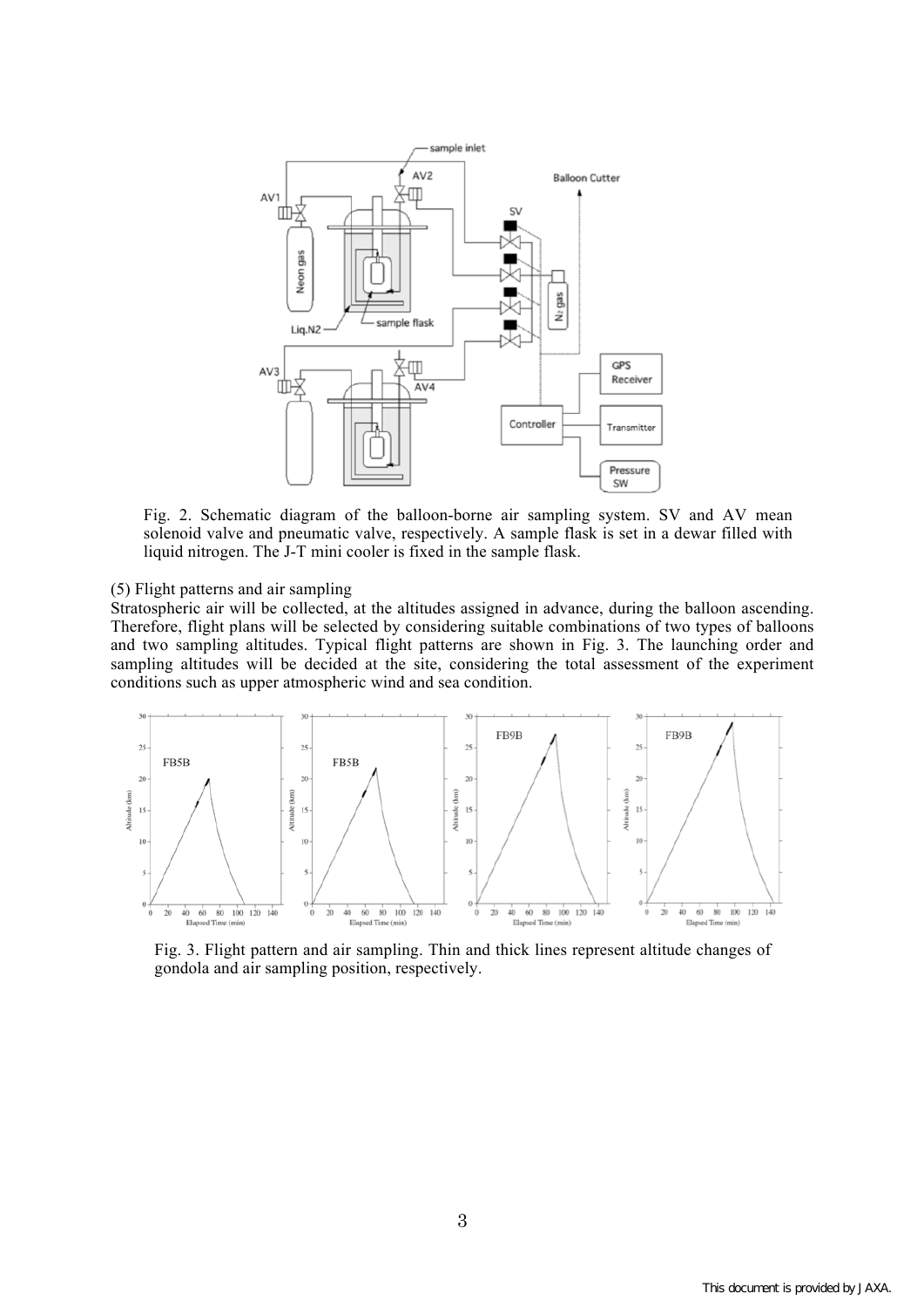sample inlet

AV2

AV1

Balloon Cutter

SV

Neon gas

$N_2$ gas

Liq.N2

sample flask

AV3

AV4

GPS Receiver

Controller

Transmitter

Pressure SW

Fig. 2. Schematic diagram of the balloon-borne air sampling system. SV and AV mean solenoid valve and pneumatic valve, respectively. A sample flask is set in a dewar filled with liquid nitrogen. The J-T mini cooler is fixed in the sample flask.

(5) Flight patterns and air sampling

Stratospheric air will be collected, at the altitudes assigned in advance, during the balloon ascending. Therefore, flight plans will be selected by considering suitable combinations of two types of balloons and two sampling altitudes. Typical flight patterns are shown in Fig. 3. The launching order and sampling altitudes will be decided at the site, considering the total assessment of the experiment conditions such as upper atmospheric wind and sea condition.

FB5B

FB5B

FB9B

FB9B

Altitude (km)

Elapsed Time (min)

0 20 40 60 80 100 120 140

0 5 10 15 20 25 30

Fig. 3. Flight pattern and air sampling. Thin and thick lines represent altitude changes of gondola and air sampling position, respectively.